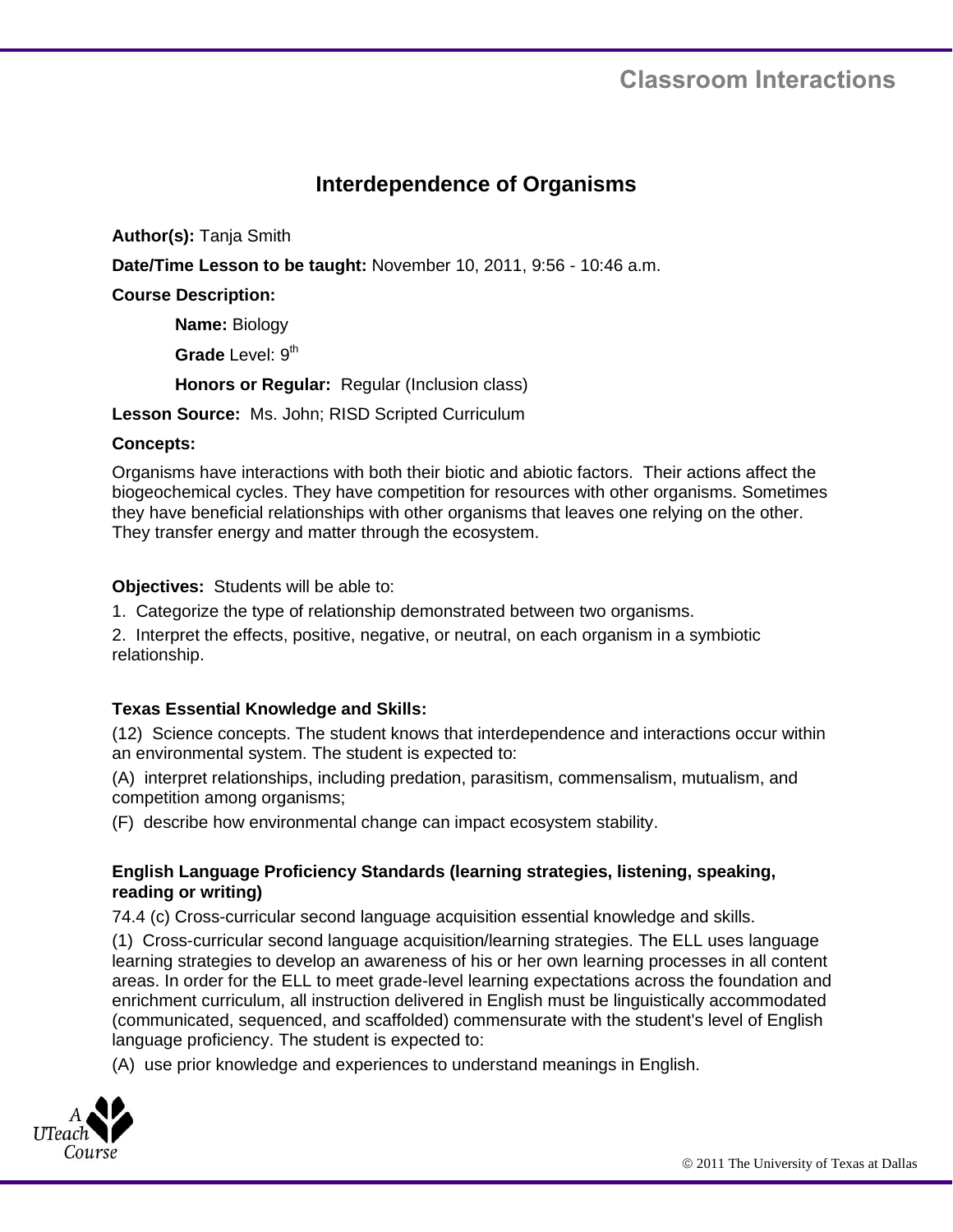# Interdependence of Organisms

**Author(s):** Tanja Smith

**Date/Time Lesson to be taught:** November 10, 2011, 9:56 - 10:46 a.m.

**Course Description:**

**Name:** Biology

**Grade** Level: 9th

**Honors or Regular:** Regular (Inclusion class)

**Lesson Source:** Ms. John; RISD Scripted Curriculum

**Concepts:**

Organisms have interactions with both their biotic and abiotic factors. Their actions affect the biogeochemical cycles. They have competition for resources with other organisms. Sometimes they have beneficial relationships with other organisms that leaves one relying on the other. They transfer energy and matter through the ecosystem.

**Objectives:** Students will be able to:

1. Categorize the type of relationship demonstrated between two organisms.
2. Interpret the effects, positive, negative, or neutral, on each organism in a symbiotic relationship.

**Texas Essential Knowledge and Skills:**

(12) Science concepts. The student knows that interdependence and interactions occur within an environmental system. The student is expected to:

(A) interpret relationships, including predation, parasitism, commensalism, mutualism, and competition among organisms;

(F) describe how environmental change can impact ecosystem stability.

**English Language Proficiency Standards (learning strategies, listening, speaking, reading or writing)**

74.4 (c) Cross-curricular second language acquisition essential knowledge and skills.

(1) Cross-curricular second language acquisition/learning strategies. The ELL uses language learning strategies to develop an awareness of his or her own learning processes in all content areas. In order for the ELL to meet grade-level learning expectations across the foundation and enrichment curriculum, all instruction delivered in English must be linguistically accommodated (communicated, sequenced, and scaffolded) commensurate with the student's level of English language proficiency. The student is expected to:

(A) use prior knowledge and experiences to understand meanings in English.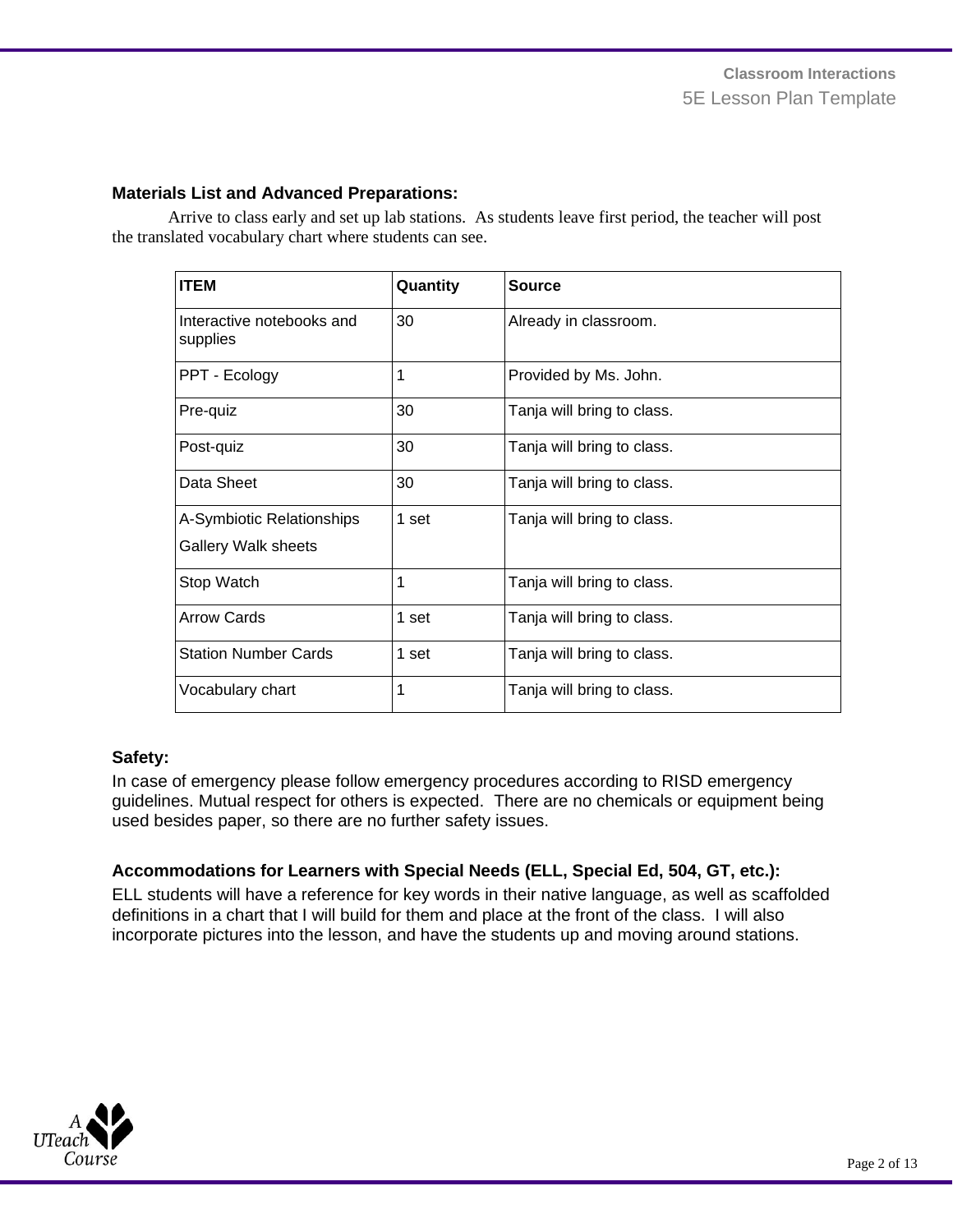**Materials List and Advanced Preparations:**

Arrive to class early and set up lab stations. As students leave first period, the teacher will post the translated vocabulary chart where students can see.

| ITEM | Quantity | Source |
|---|---|---|
| Interactive notebooks and supplies | 30 | Already in classroom. |
| PPT - Ecology | 1 | Provided by Ms. John. |
| Pre-quiz | 30 | Tanja will bring to class. |
| Post-quiz | 30 | Tanja will bring to class. |
| Data Sheet | 30 | Tanja will bring to class. |
| A-Symbiotic Relationships Gallery Walk sheets | 1 set | Tanja will bring to class. |
| Stop Watch | 1 | Tanja will bring to class. |
| Arrow Cards | 1 set | Tanja will bring to class. |
| Station Number Cards | 1 set | Tanja will bring to class. |
| Vocabulary chart | 1 | Tanja will bring to class. |

**Safety:**

In case of emergency please follow emergency procedures according to RISD emergency guidelines. Mutual respect for others is expected. There are no chemicals or equipment being used besides paper, so there are no further safety issues.

**Accommodations for Learners with Special Needs (ELL, Special Ed, 504, GT, etc.):**

ELL students will have a reference for key words in their native language, as well as scaffolded definitions in a chart that I will build for them and place at the front of the class. I will also incorporate pictures into the lesson, and have the students up and moving around stations.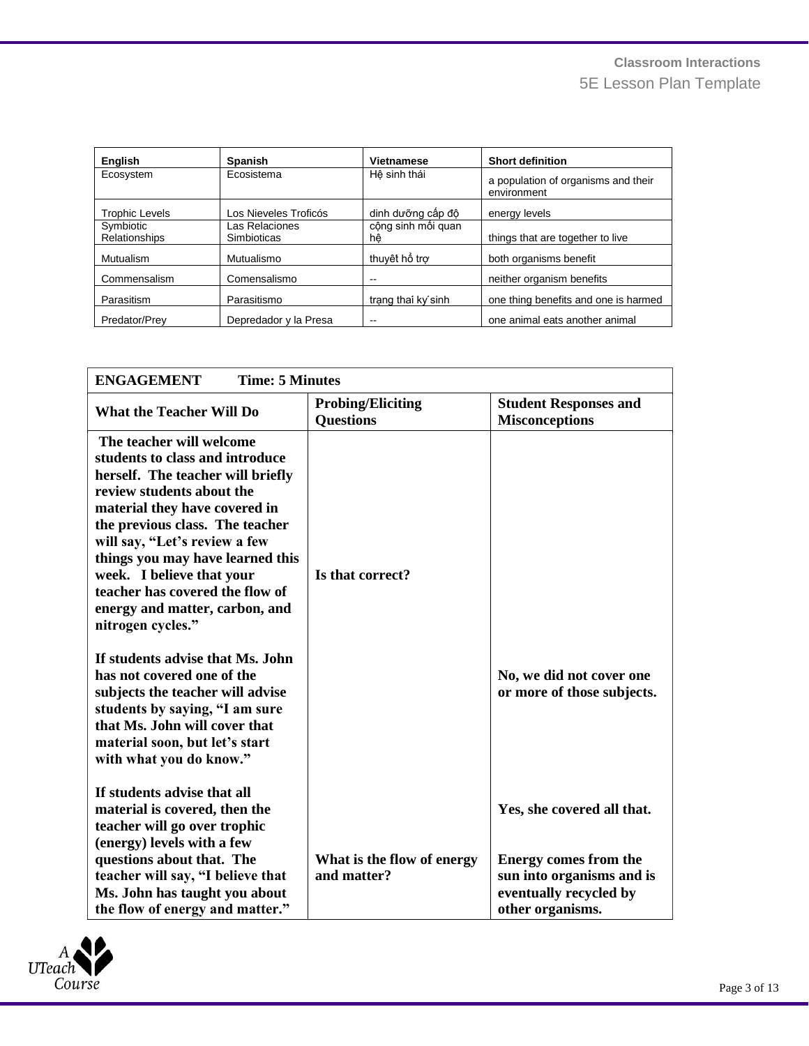| English | Spanish | Vietnamese | Short definition |
|---|---|---|---|
| Ecosystem | Ecosistema | Hệ sinh thái | a population of organisms and their environment |
| Trophic Levels | Los Nieveles Troficós | dinh dưỡng cấp độ | energy levels |
| Symbiotic Relationships | Las Relaciones Simbioticas | cộng sinh mối quan hệ | things that are together to live |
| Mutualism | Mutualismo | thuyêt hổ trợ | both organisms benefit |
| Commensalism | Comensalismo | -- | neither organism benefits |
| Parasitism | Parasitismo | trạng thaí ký sinh | one thing benefits and one is harmed |
| Predator/Prey | Depredador y la Presa | -- | one animal eats another animal |

| **ENGAGEMENT** **Time: 5 Minutes** | | |
|---|---|---|
| **What the Teacher Will Do** | **Probing/Eliciting Questions** | **Student Responses and Misconceptions** |
| **The teacher will welcome students to class and introduce herself. The teacher will briefly review students about the material they have covered in the previous class. The teacher will say, "Let's review a few things you may have learned this week. I believe that your teacher has covered the flow of energy and matter, carbon, and nitrogen cycles."** | **Is that correct?** | |
| **If students advise that Ms. John has not covered one of the subjects the teacher will advise students by saying, "I am sure that Ms. John will cover that material soon, but let's start with what you do know."** | | **No, we did not cover one or more of those subjects.** |
| **If students advise that all material is covered, then the teacher will go over trophic (energy) levels with a few questions about that. The teacher will say, "I believe that Ms. John has taught you about the flow of energy and matter."** | **What is the flow of energy and matter?** | **Yes, she covered all that.**<br><br>**Energy comes from the sun into organisms and is eventually recycled by other organisms.** |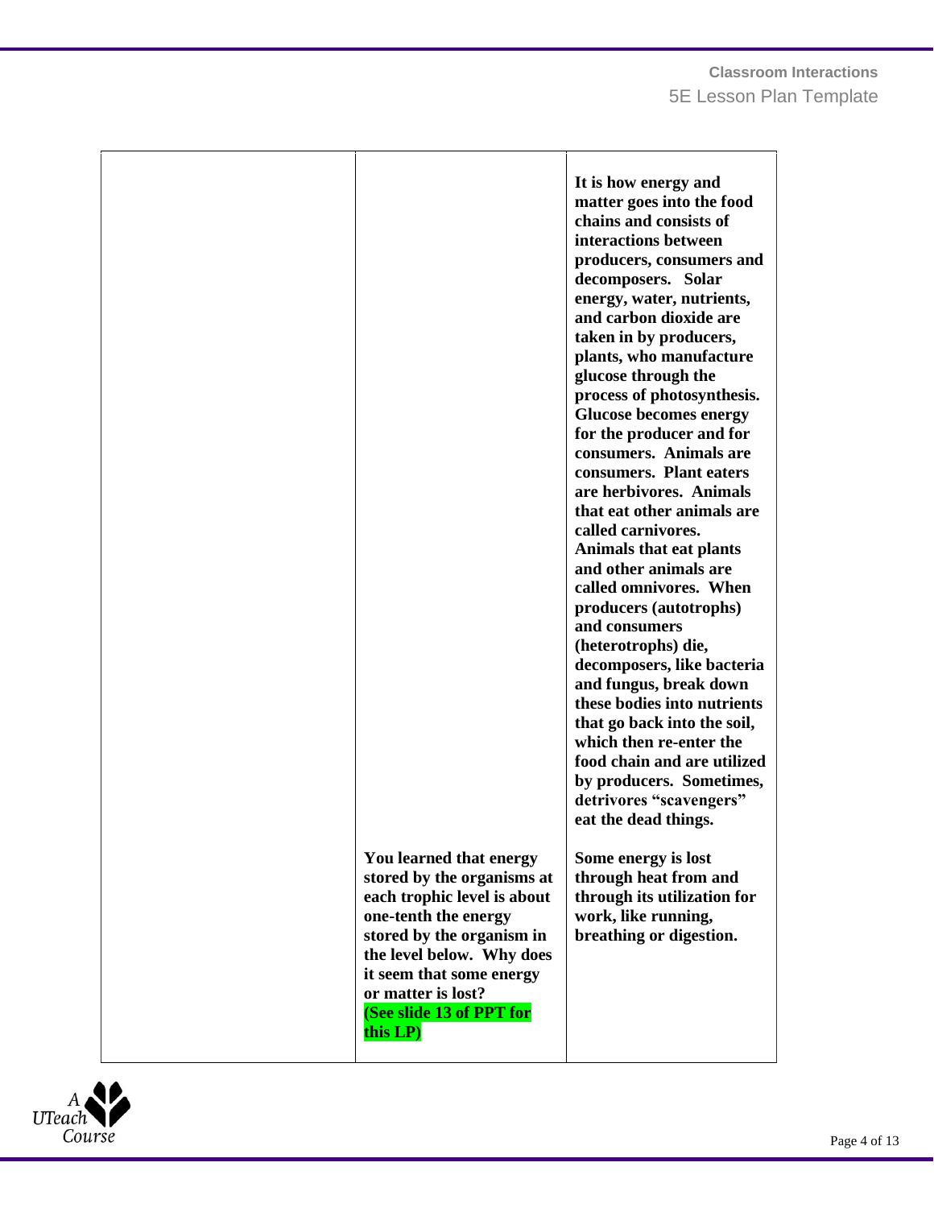| | | |
|---|---|---|
| | | **It is how energy and matter goes into the food chains and consists of interactions between producers, consumers and decomposers. Solar energy, water, nutrients, and carbon dioxide are taken in by producers, plants, who manufacture glucose through the process of photosynthesis. Glucose becomes energy for the producer and for consumers. Animals are consumers. Plant eaters are herbivores. Animals that eat other animals are called carnivores. Animals that eat plants and other animals are called omnivores. When producers (autotrophs) and consumers (heterotrophs) die, decomposers, like bacteria and fungus, break down these bodies into nutrients that go back into the soil, which then re-enter the food chain and are utilized by producers. Sometimes, detrivores "scavengers" eat the dead things.** |
| | **You learned that energy stored by the organisms at each trophic level is about one-tenth the energy stored by the organism in the level below. Why does it seem that some energy or matter is lost?** **(See slide 13 of PPT for this LP)** | **Some energy is lost through heat from and through its utilization for work, like running, breathing or digestion.** |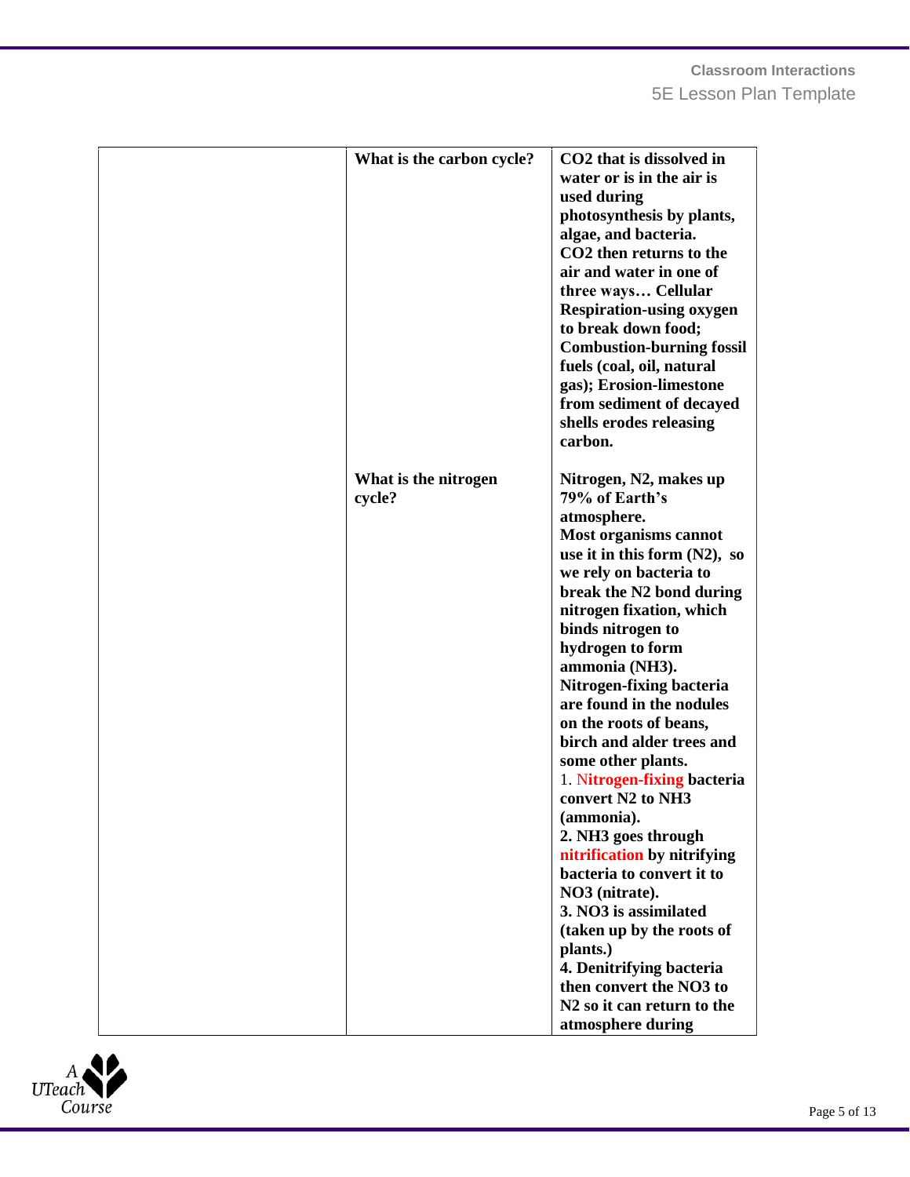| | | |
|---|---|---|
| | **What is the carbon cycle?** | **$CO_2$ that is dissolved in water or is in the air is used during photosynthesis by plants, algae, and bacteria.** <br> **$CO_2$ then returns to the air and water in one of three ways… Cellular Respiration-using oxygen to break down food; Combustion-burning fossil fuels (coal, oil, natural gas); Erosion-limestone from sediment of decayed shells erodes releasing carbon.** |
| | **What is the nitrogen cycle?** | **Nitrogen, $N_2$, makes up 79% of Earth's atmosphere.** <br> **Most organisms cannot use it in this form ($N_2$), so we rely on bacteria to break the $N_2$ bond during nitrogen fixation, which binds nitrogen to hydrogen to form ammonia ($NH_3$).** <br> **Nitrogen-fixing bacteria are found in the nodules on the roots of beans, birch and alder trees and some other plants.** <br> 1. **Nitrogen-fixing bacteria convert $N_2$ to $NH_3$ (ammonia).** <br> **2. $NH_3$ goes through nitrification by nitrifying bacteria to convert it to $NO_3$ (nitrate).** <br> **3. $NO_3$ is assimilated (taken up by the roots of plants.)** <br> **4. Denitrifying bacteria then convert the $NO_3$ to $N_2$ so it can return to the atmosphere during** |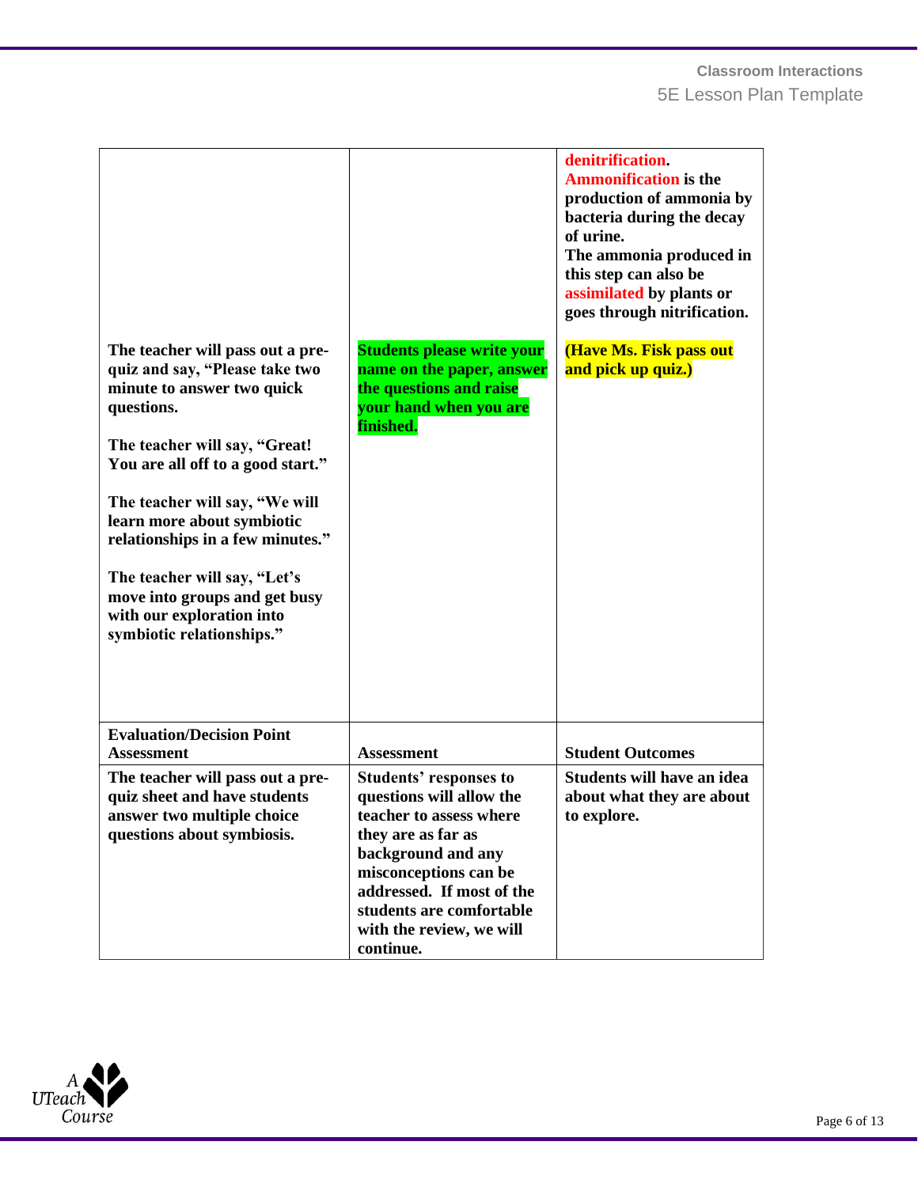| | | |
|---|---|---|
| | | **denitrification.** **Ammonification is the production of ammonia by bacteria during the decay of urine.** **The ammonia produced in this step can also be assimilated by plants or goes through nitrification.** |
| **The teacher will pass out a pre-quiz and say, "Please take two minute to answer two quick questions.** **The teacher will say, "Great! You are all off to a good start."** **The teacher will say, "We will learn more about symbiotic relationships in a few minutes."** **The teacher will say, "Let's move into groups and get busy with our exploration into symbiotic relationships."** | **Students please write your name on the paper, answer the questions and raise your hand when you are finished.** | **(Have Ms. Fisk pass out and pick up quiz.)** |
| **Evaluation/Decision Point Assessment** | **Assessment** | **Student Outcomes** |
| **The teacher will pass out a pre-quiz sheet and have students answer two multiple choice questions about symbiosis.** | **Students' responses to questions will allow the teacher to assess where they are as far as background and any misconceptions can be addressed. If most of the students are comfortable with the review, we will continue.** | **Students will have an idea about what they are about to explore.** |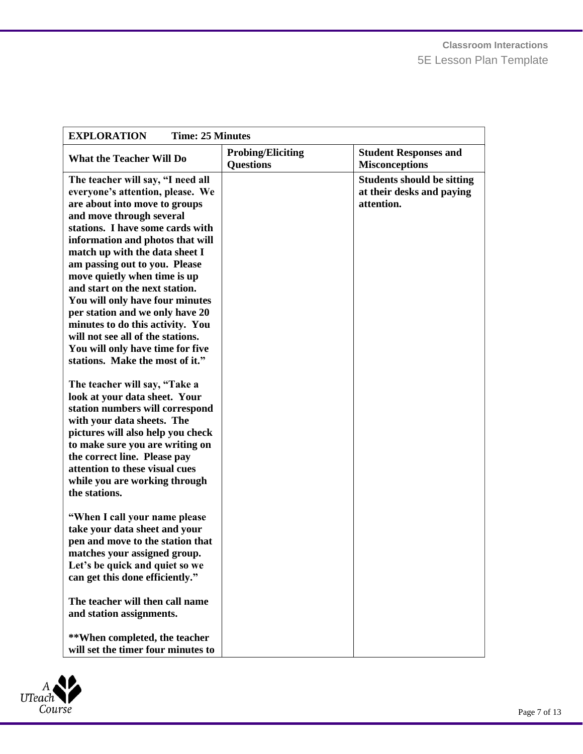| **EXPLORATION Time: 25 Minutes** | | |
|---|---|---|
| **What the Teacher Will Do** | **Probing/Eliciting Questions** | **Student Responses and Misconceptions** |
| **The teacher will say, "I need all everyone's attention, please. We are about into move to groups and move through several stations. I have some cards with information and photos that will match up with the data sheet I am passing out to you. Please move quietly when time is up and start on the next station. You will only have four minutes per station and we only have 20 minutes to do this activity. You will not see all of the stations. You will only have time for five stations. Make the most of it."**<br><br>**The teacher will say, "Take a look at your data sheet. Your station numbers will correspond with your data sheets. The pictures will also help you check to make sure you are writing on the correct line. Please pay attention to these visual cues while you are working through the stations.**<br><br>**"When I call your name please take your data sheet and your pen and move to the station that matches your assigned group. Let's be quick and quiet so we can get this done efficiently."**<br><br>**The teacher will then call name and station assignments.**<br><br>**\*\*When completed, the teacher will set the timer four minutes to** | | **Students should be sitting at their desks and paying attention.** |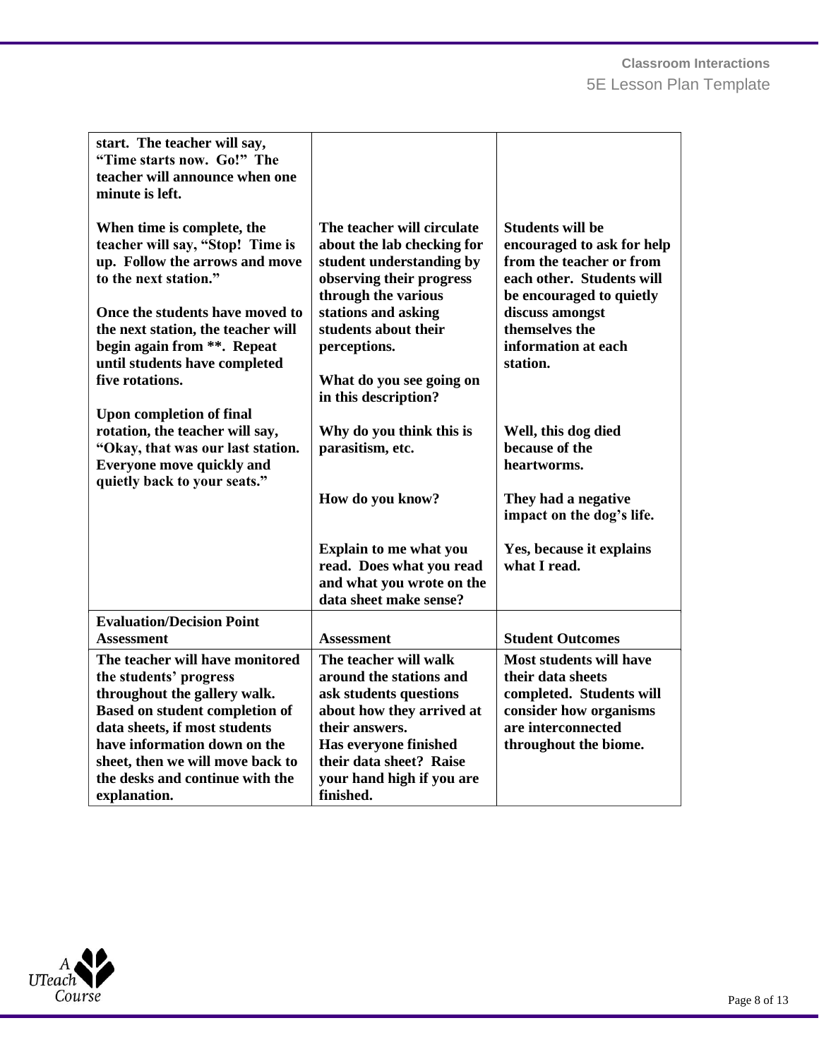| | | |
|---|---|---|
| **start. The teacher will say, "Time starts now. Go!" The teacher will announce when one minute is left.**<br><br>**When time is complete, the teacher will say, "Stop! Time is up. Follow the arrows and move to the next station."**<br><br>**Once the students have moved to the next station, the teacher will begin again from \*\*. Repeat until students have completed five rotations.**<br><br>**Upon completion of final rotation, the teacher will say, "Okay, that was our last station. Everyone move quickly and quietly back to your seats."** | **The teacher will circulate about the lab checking for student understanding by observing their progress through the various stations and asking students about their perceptions.**<br><br>**What do you see going on in this description?**<br><br>**Why do you think this is parasitism, etc.**<br><br>**How do you know?**<br><br>**Explain to me what you read. Does what you read and what you wrote on the data sheet make sense?** | **Students will be encouraged to ask for help from the teacher or from each other. Students will be encouraged to quietly discuss amongst themselves the information at each station.**<br><br>**Well, this dog died because of the heartworms.**<br><br>**They had a negative impact on the dog's life.**<br><br>**Yes, because it explains what I read.** |
| **Evaluation/Decision Point Assessment** | **Assessment** | **Student Outcomes** |
| **The teacher will have monitored the students' progress throughout the gallery walk. Based on student completion of data sheets, if most students have information down on the sheet, then we will move back to the desks and continue with the explanation.** | **The teacher will walk around the stations and ask students questions about how they arrived at their answers.**<br>**Has everyone finished their data sheet? Raise your hand high if you are finished.** | **Most students will have their data sheets completed. Students will consider how organisms are interconnected throughout the biome.** |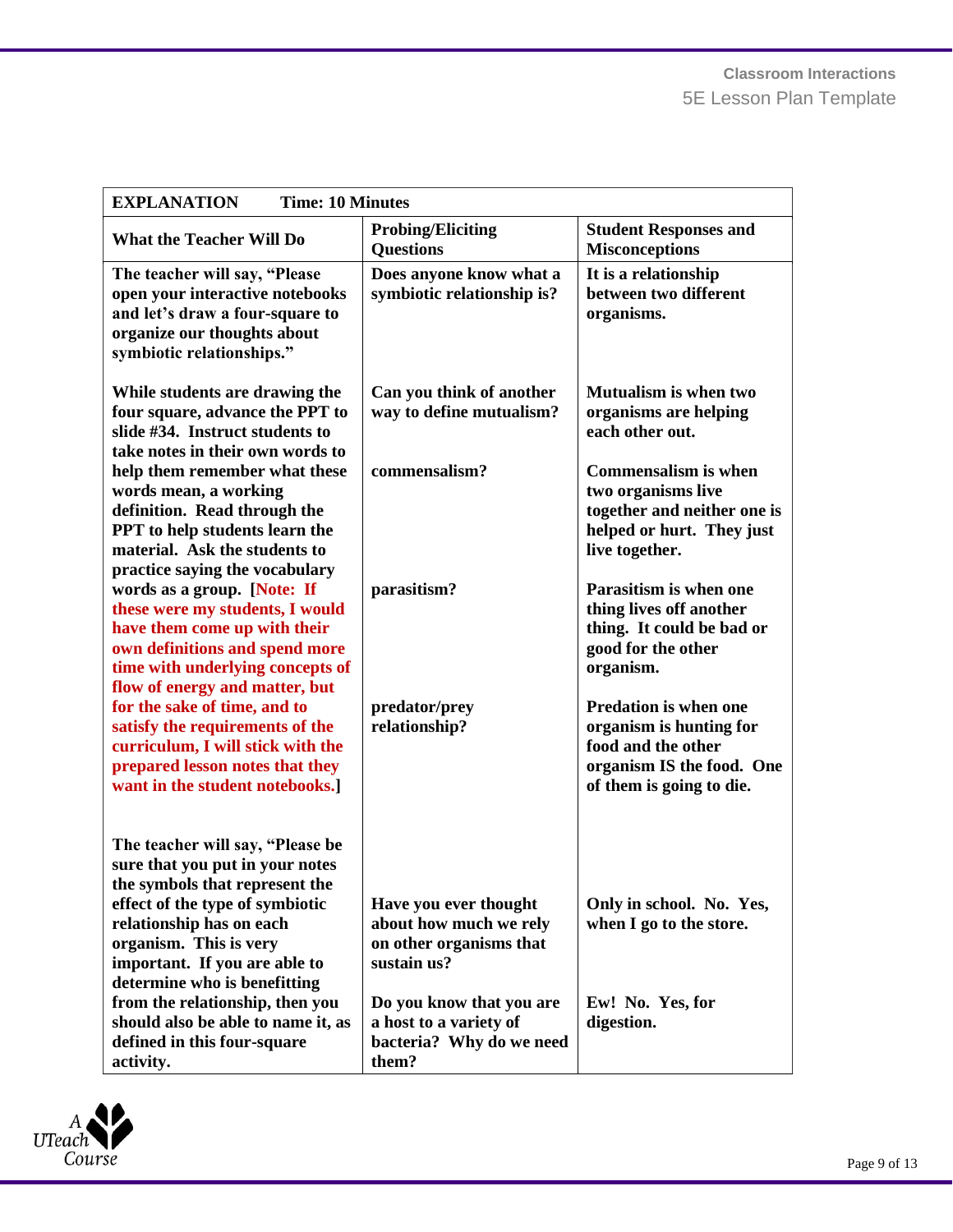| **EXPLANATION Time: 10 Minutes** | | |
|---|---|---|
| **What the Teacher Will Do** | **Probing/Eliciting Questions** | **Student Responses and Misconceptions** |
| **The teacher will say, "Please open your interactive notebooks and let's draw a four-square to organize our thoughts about symbiotic relationships."** | **Does anyone know what a symbiotic relationship is?** | **It is a relationship between two different organisms.** |
| **While students are drawing the four square, advance the PPT to slide #34. Instruct students to take notes in their own words to help them remember what these words mean, a working definition. Read through the PPT to help students learn the material. Ask the students to practice saying the vocabulary words as a group. [Note: If these were my students, I would have them come up with their own definitions and spend more time with underlying concepts of flow of energy and matter, but for the sake of time, and to satisfy the requirements of the curriculum, I will stick with the prepared lesson notes that they want in the student notebooks.]** | **Can you think of another way to define mutualism?**<br><br>**commensalism?**<br><br>**parasitism?**<br><br>**predator/prey relationship?** | **Mutualism is when two organisms are helping each other out.**<br><br>**Commensalism is when two organisms live together and neither one is helped or hurt. They just live together.**<br><br>**Parasitism is when one thing lives off another thing. It could be bad or good for the other organism.**<br><br>**Predation is when one organism is hunting for food and the other organism IS the food. One of them is going to die.** |
| **The teacher will say, "Please be sure that you put in your notes the symbols that represent the effect of the type of symbiotic relationship has on each organism. This is very important. If you are able to determine who is benefitting from the relationship, then you should also be able to name it, as defined in this four-square activity.** | **Have you ever thought about how much we rely on other organisms that sustain us?**<br><br>**Do you know that you are a host to a variety of bacteria? Why do we need them?** | **Only in school. No. Yes, when I go to the store.**<br><br>**Ew! No. Yes, for digestion.** |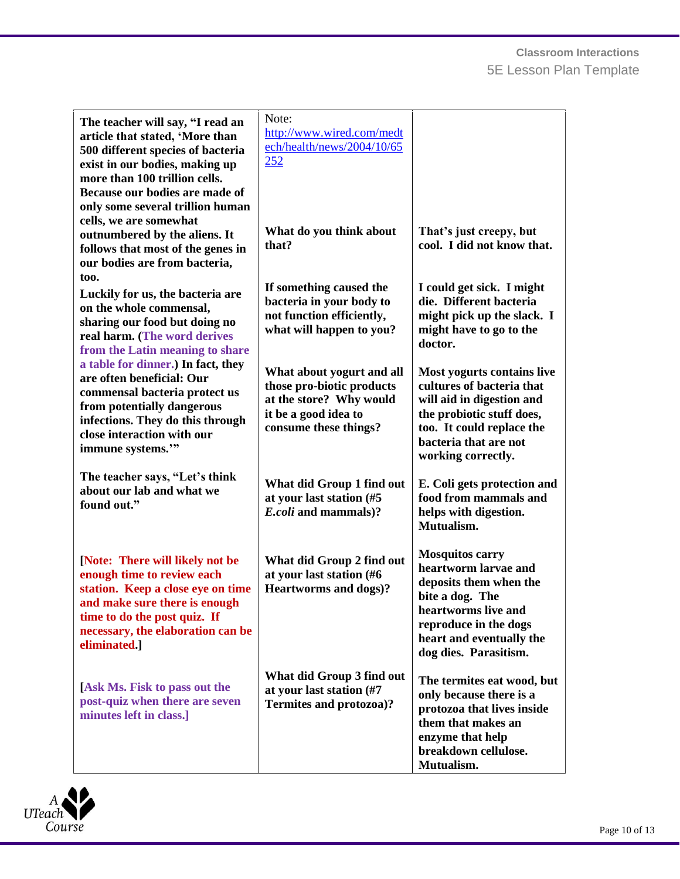| | | |
|---|---|---|
| **The teacher will say, "I read an article that stated, 'More than 500 different species of bacteria exist in our bodies, making up more than 100 trillion cells. Because our bodies are made of only some several trillion human cells, we are somewhat outnumbered by the aliens. It follows that most of the genes in our bodies are from bacteria, too.** | Note: http://www.wired.com/medtech/health/news/2004/10/65252 **What do you think about that?** | **That's just creepy, but cool. I did not know that.** |
| **Luckily for us, the bacteria are on the whole commensal, sharing our food but doing no real harm. (The word derives from the Latin meaning to share a table for dinner.) In fact, they are often beneficial: Our commensal bacteria protect us from potentially dangerous infections. They do this through close interaction with our immune systems.'"** | **If something caused the bacteria in your body to not function efficiently, what will happen to you?** **What about yogurt and all those pro-biotic products at the store? Why would it be a good idea to consume these things?** | **I could get sick. I might die. Different bacteria might pick up the slack. I might have to go to the doctor.** **Most yogurts contains live cultures of bacteria that will aid in digestion and the probiotic stuff does, too. It could replace the bacteria that are not working correctly.** |
| **The teacher says, "Let's think about our lab and what we found out."** | **What did Group 1 find out at your last station (#5 *E.coli* and mammals)?** | **E. Coli gets protection and food from mammals and helps with digestion. Mutualism.** |
| **[Note: There will likely not be enough time to review each station. Keep a close eye on time and make sure there is enough time to do the post quiz. If necessary, the elaboration can be eliminated.]** | **What did Group 2 find out at your last station (#6 Heartworms and dogs)?** | **Mosquitos carry heartworm larvae and deposits them when the bite a dog. The heartworms live and reproduce in the dogs heart and eventually the dog dies. Parasitism.** |
| **[Ask Ms. Fisk to pass out the post-quiz when there are seven minutes left in class.]** | **What did Group 3 find out at your last station (#7 Termites and protozoa)?** | **The termites eat wood, but only because there is a protozoa that lives inside them that makes an enzyme that help breakdown cellulose. Mutualism.** |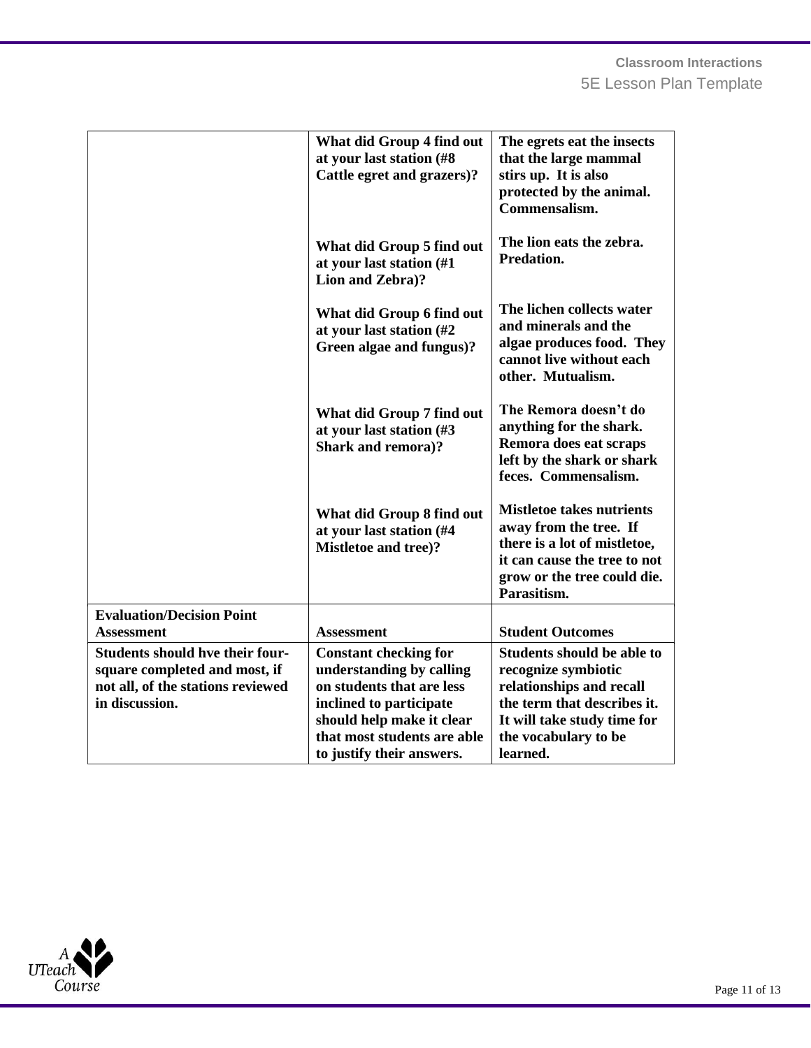| | | |
|---|---|---|
| | **What did Group 4 find out at your last station (#8 Cattle egret and grazers)?** | **The egrets eat the insects that the large mammal stirs up. It is also protected by the animal. Commensalism.** |
| | **What did Group 5 find out at your last station (#1 Lion and Zebra)?** | **The lion eats the zebra. Predation.** |
| | **What did Group 6 find out at your last station (#2 Green algae and fungus)?** | **The lichen collects water and minerals and the algae produces food. They cannot live without each other. Mutualism.** |
| | **What did Group 7 find out at your last station (#3 Shark and remora)?** | **The Remora doesn't do anything for the shark. Remora does eat scraps left by the shark or shark feces. Commensalism.** |
| | **What did Group 8 find out at your last station (#4 Mistletoe and tree)?** | **Mistletoe takes nutrients away from the tree. If there is a lot of mistletoe, it can cause the tree to not grow or the tree could die. Parasitism.** |
| **Evaluation/Decision Point Assessment** | **Assessment** | **Student Outcomes** |
| **Students should hve their four-square completed and most, if not all, of the stations reviewed in discussion.** | **Constant checking for understanding by calling on students that are less inclined to participate should help make it clear that most students are able to justify their answers.** | **Students should be able to recognize symbiotic relationships and recall the term that describes it. It will take study time for the vocabulary to be learned.** |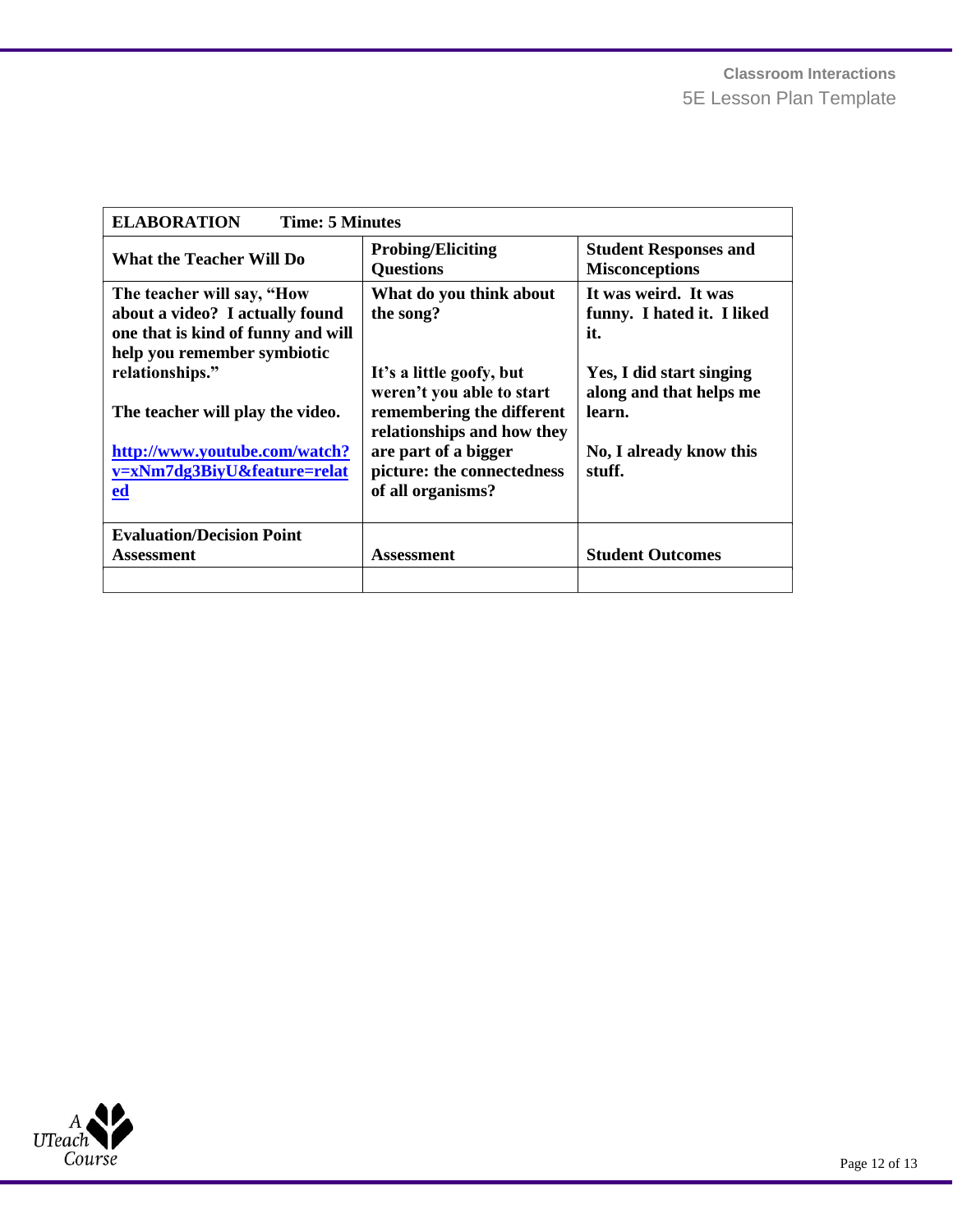| **ELABORATION** **Time: 5 Minutes** | | |
|---|---|---|
| **What the Teacher Will Do** | **Probing/Eliciting Questions** | **Student Responses and Misconceptions** |
| **The teacher will say, "How about a video? I actually found one that is kind of funny and will help you remember symbiotic relationships."**<br><br>**The teacher will play the video.**<br><br>**[http://www.youtube.com/watch?v=xNm7dg3BiyU&feature=related](http://www.youtube.com/watch?v=xNm7dg3BiyU&feature=related)** | **What do you think about the song?**<br><br>**It's a little goofy, but weren't you able to start remembering the different relationships and how they are part of a bigger picture: the connectedness of all organisms?** | **It was weird. It was funny. I hated it. I liked it.**<br><br>**Yes, I did start singing along and that helps me learn.**<br><br>**No, I already know this stuff.** |
| **Evaluation/Decision Point Assessment** | **Assessment** | **Student Outcomes** |
| | | |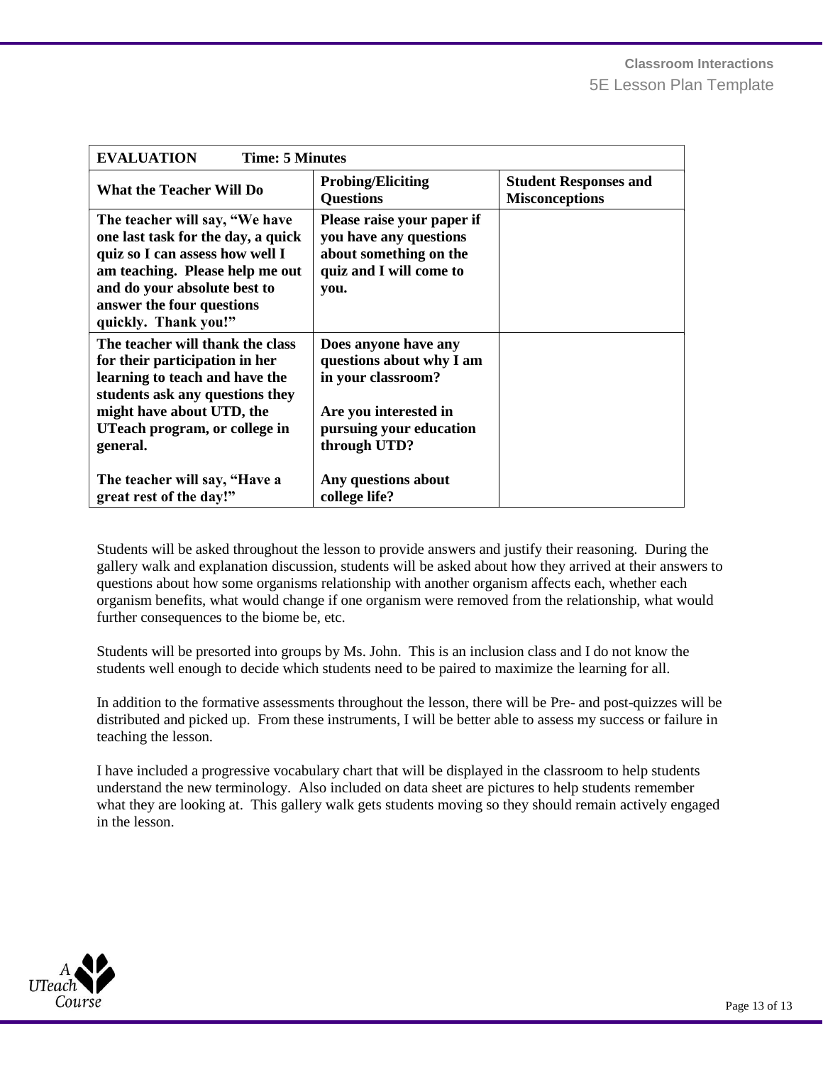| EVALUATION Time: 5 Minutes | | |
|---|---|---|
| **What the Teacher Will Do** | **Probing/Eliciting Questions** | **Student Responses and Misconceptions** |
| **The teacher will say, "We have one last task for the day, a quick quiz so I can assess how well I am teaching. Please help me out and do your absolute best to answer the four questions quickly. Thank you!"** | **Please raise your paper if you have any questions about something on the quiz and I will come to you.** | |
| **The teacher will thank the class for their participation in her learning to teach and have the students ask any questions they might have about UTD, the UTeach program, or college in general.** <br><br> **The teacher will say, "Have a great rest of the day!"** | **Does anyone have any questions about why I am in your classroom?** <br><br> **Are you interested in pursuing your education through UTD?** <br><br> **Any questions about college life?** | |

Students will be asked throughout the lesson to provide answers and justify their reasoning. During the gallery walk and explanation discussion, students will be asked about how they arrived at their answers to questions about how some organisms relationship with another organism affects each, whether each organism benefits, what would change if one organism were removed from the relationship, what would further consequences to the biome be, etc.

Students will be presorted into groups by Ms. John. This is an inclusion class and I do not know the students well enough to decide which students need to be paired to maximize the learning for all.

In addition to the formative assessments throughout the lesson, there will be Pre- and post-quizzes will be distributed and picked up. From these instruments, I will be better able to assess my success or failure in teaching the lesson.

I have included a progressive vocabulary chart that will be displayed in the classroom to help students understand the new terminology. Also included on data sheet are pictures to help students remember what they are looking at. This gallery walk gets students moving so they should remain actively engaged in the lesson.